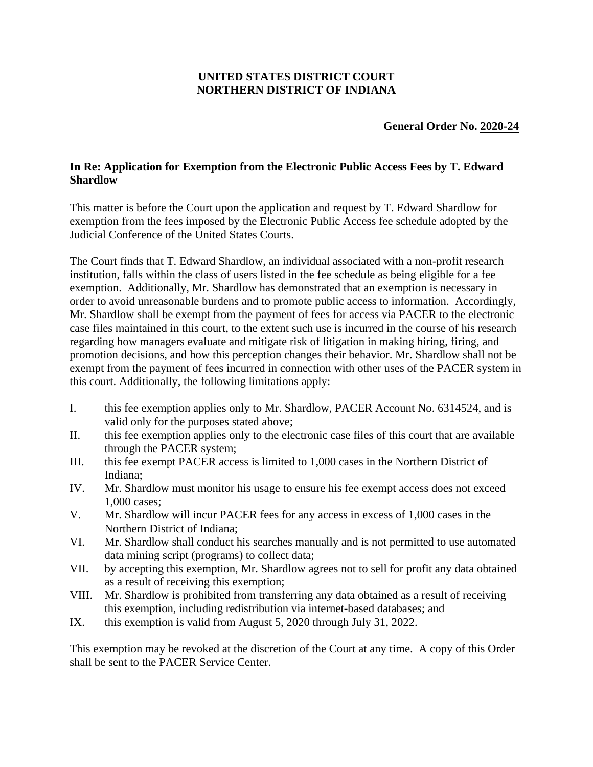**UNITED STATES DISTRICT COURT**
**NORTHERN DISTRICT OF INDIANA**

**General Order No. 2020-24**

**In Re: Application for Exemption from the Electronic Public Access Fees by T. Edward Shardlow**

This matter is before the Court upon the application and request by T. Edward Shardlow for exemption from the fees imposed by the Electronic Public Access fee schedule adopted by the Judicial Conference of the United States Courts.

The Court finds that T. Edward Shardlow, an individual associated with a non-profit research institution, falls within the class of users listed in the fee schedule as being eligible for a fee exemption. Additionally, Mr. Shardlow has demonstrated that an exemption is necessary in order to avoid unreasonable burdens and to promote public access to information. Accordingly, Mr. Shardlow shall be exempt from the payment of fees for access via PACER to the electronic case files maintained in this court, to the extent such use is incurred in the course of his research regarding how managers evaluate and mitigate risk of litigation in making hiring, firing, and promotion decisions, and how this perception changes their behavior. Mr. Shardlow shall not be exempt from the payment of fees incurred in connection with other uses of the PACER system in this court. Additionally, the following limitations apply:

I. this fee exemption applies only to Mr. Shardlow, PACER Account No. 6314524, and is valid only for the purposes stated above;

II. this fee exemption applies only to the electronic case files of this court that are available through the PACER system;

III. this fee exempt PACER access is limited to 1,000 cases in the Northern District of Indiana;

IV. Mr. Shardlow must monitor his usage to ensure his fee exempt access does not exceed 1,000 cases;

V. Mr. Shardlow will incur PACER fees for any access in excess of 1,000 cases in the Northern District of Indiana;

VI. Mr. Shardlow shall conduct his searches manually and is not permitted to use automated data mining script (programs) to collect data;

VII. by accepting this exemption, Mr. Shardlow agrees not to sell for profit any data obtained as a result of receiving this exemption;

VIII. Mr. Shardlow is prohibited from transferring any data obtained as a result of receiving this exemption, including redistribution via internet-based databases; and

IX. this exemption is valid from August 5, 2020 through July 31, 2022.

This exemption may be revoked at the discretion of the Court at any time. A copy of this Order shall be sent to the PACER Service Center.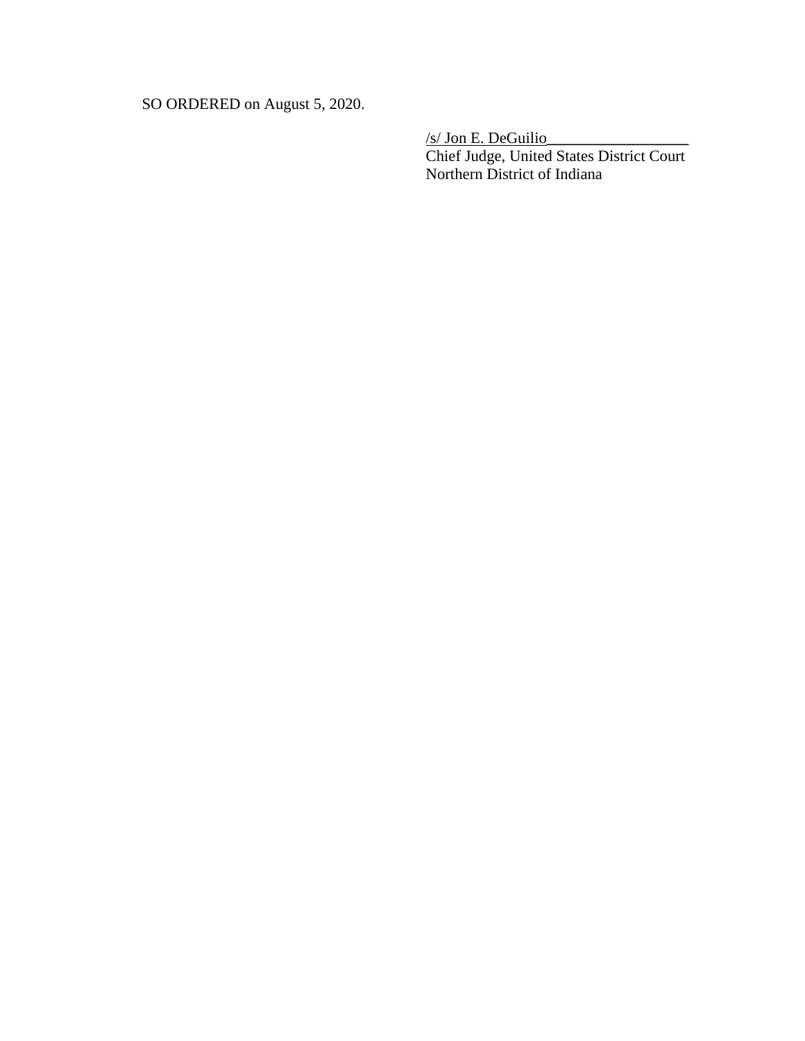SO ORDERED on August 5, 2020.

/s/ Jon E. DeGuilio_________________
Chief Judge, United States District Court
Northern District of Indiana